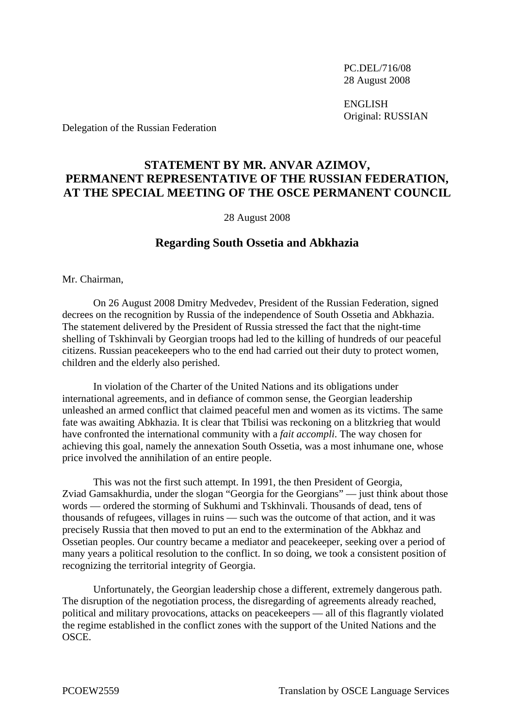PC.DEL/716/08
28 August 2008

ENGLISH
Original: RUSSIAN

Delegation of the Russian Federation

# STATEMENT BY MR. ANVAR AZIMOV, PERMANENT REPRESENTATIVE OF THE RUSSIAN FEDERATION, AT THE SPECIAL MEETING OF THE OSCE PERMANENT COUNCIL

28 August 2008

## Regarding South Ossetia and Abkhazia

Mr. Chairman,

On 26 August 2008 Dmitry Medvedev, President of the Russian Federation, signed decrees on the recognition by Russia of the independence of South Ossetia and Abkhazia. The statement delivered by the President of Russia stressed the fact that the night-time shelling of Tskhinvali by Georgian troops had led to the killing of hundreds of our peaceful citizens. Russian peacekeepers who to the end had carried out their duty to protect women, children and the elderly also perished.

In violation of the Charter of the United Nations and its obligations under international agreements, and in defiance of common sense, the Georgian leadership unleashed an armed conflict that claimed peaceful men and women as its victims. The same fate was awaiting Abkhazia. It is clear that Tbilisi was reckoning on a blitzkrieg that would have confronted the international community with a *fait accompli*. The way chosen for achieving this goal, namely the annexation South Ossetia, was a most inhumane one, whose price involved the annihilation of an entire people.

This was not the first such attempt. In 1991, the then President of Georgia, Zviad Gamsakhurdia, under the slogan "Georgia for the Georgians" — just think about those words — ordered the storming of Sukhumi and Tskhinvali. Thousands of dead, tens of thousands of refugees, villages in ruins — such was the outcome of that action, and it was precisely Russia that then moved to put an end to the extermination of the Abkhaz and Ossetian peoples. Our country became a mediator and peacekeeper, seeking over a period of many years a political resolution to the conflict. In so doing, we took a consistent position of recognizing the territorial integrity of Georgia.

Unfortunately, the Georgian leadership chose a different, extremely dangerous path. The disruption of the negotiation process, the disregarding of agreements already reached, political and military provocations, attacks on peacekeepers — all of this flagrantly violated the regime established in the conflict zones with the support of the United Nations and the OSCE.

PCOEW2559 Translation by OSCE Language Services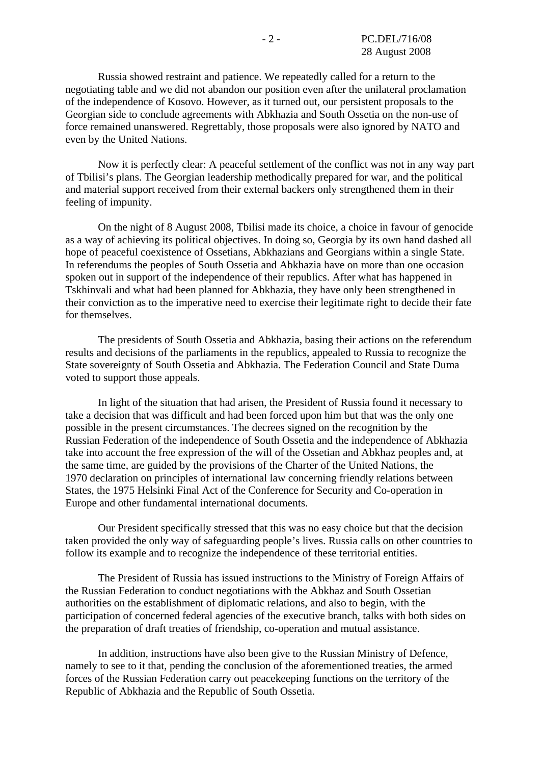Russia showed restraint and patience. We repeatedly called for a return to the negotiating table and we did not abandon our position even after the unilateral proclamation of the independence of Kosovo. However, as it turned out, our persistent proposals to the Georgian side to conclude agreements with Abkhazia and South Ossetia on the non-use of force remained unanswered. Regrettably, those proposals were also ignored by NATO and even by the United Nations.

Now it is perfectly clear: A peaceful settlement of the conflict was not in any way part of Tbilisi's plans. The Georgian leadership methodically prepared for war, and the political and material support received from their external backers only strengthened them in their feeling of impunity.

On the night of 8 August 2008, Tbilisi made its choice, a choice in favour of genocide as a way of achieving its political objectives. In doing so, Georgia by its own hand dashed all hope of peaceful coexistence of Ossetians, Abkhazians and Georgians within a single State. In referendums the peoples of South Ossetia and Abkhazia have on more than one occasion spoken out in support of the independence of their republics. After what has happened in Tskhinvali and what had been planned for Abkhazia, they have only been strengthened in their conviction as to the imperative need to exercise their legitimate right to decide their fate for themselves.

The presidents of South Ossetia and Abkhazia, basing their actions on the referendum results and decisions of the parliaments in the republics, appealed to Russia to recognize the State sovereignty of South Ossetia and Abkhazia. The Federation Council and State Duma voted to support those appeals.

In light of the situation that had arisen, the President of Russia found it necessary to take a decision that was difficult and had been forced upon him but that was the only one possible in the present circumstances. The decrees signed on the recognition by the Russian Federation of the independence of South Ossetia and the independence of Abkhazia take into account the free expression of the will of the Ossetian and Abkhaz peoples and, at the same time, are guided by the provisions of the Charter of the United Nations, the 1970 declaration on principles of international law concerning friendly relations between States, the 1975 Helsinki Final Act of the Conference for Security and Co-operation in Europe and other fundamental international documents.

Our President specifically stressed that this was no easy choice but that the decision taken provided the only way of safeguarding people's lives. Russia calls on other countries to follow its example and to recognize the independence of these territorial entities.

The President of Russia has issued instructions to the Ministry of Foreign Affairs of the Russian Federation to conduct negotiations with the Abkhaz and South Ossetian authorities on the establishment of diplomatic relations, and also to begin, with the participation of concerned federal agencies of the executive branch, talks with both sides on the preparation of draft treaties of friendship, co-operation and mutual assistance.

In addition, instructions have also been give to the Russian Ministry of Defence, namely to see to it that, pending the conclusion of the aforementioned treaties, the armed forces of the Russian Federation carry out peacekeeping functions on the territory of the Republic of Abkhazia and the Republic of South Ossetia.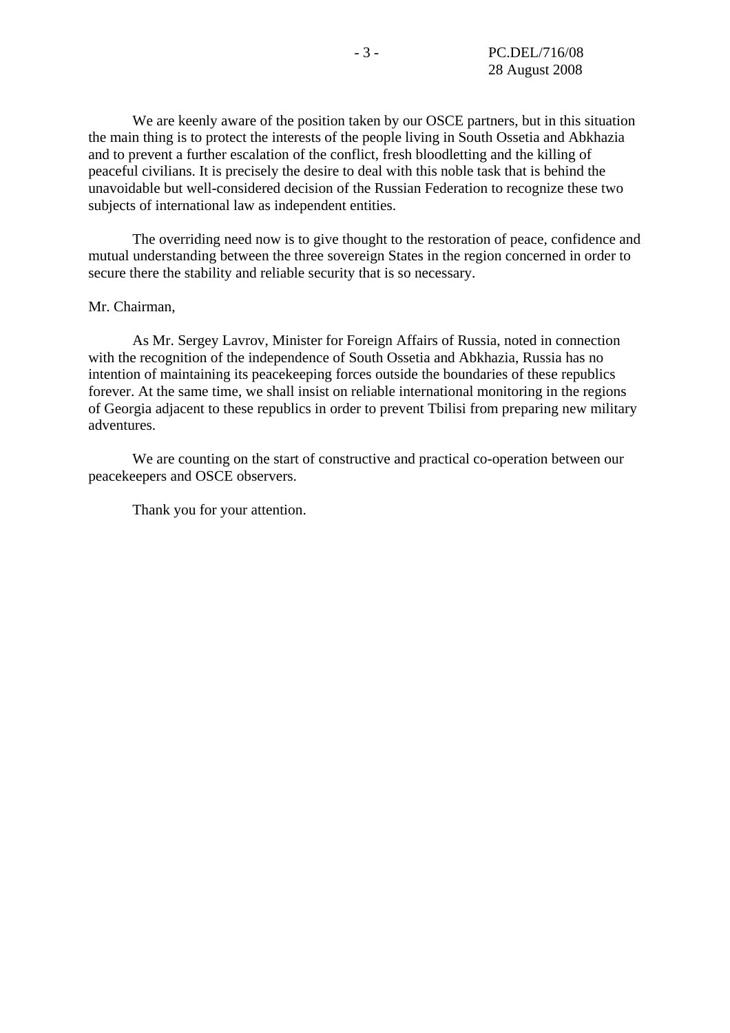We are keenly aware of the position taken by our OSCE partners, but in this situation the main thing is to protect the interests of the people living in South Ossetia and Abkhazia and to prevent a further escalation of the conflict, fresh bloodletting and the killing of peaceful civilians. It is precisely the desire to deal with this noble task that is behind the unavoidable but well-considered decision of the Russian Federation to recognize these two subjects of international law as independent entities.

The overriding need now is to give thought to the restoration of peace, confidence and mutual understanding between the three sovereign States in the region concerned in order to secure there the stability and reliable security that is so necessary.

Mr. Chairman,

As Mr. Sergey Lavrov, Minister for Foreign Affairs of Russia, noted in connection with the recognition of the independence of South Ossetia and Abkhazia, Russia has no intention of maintaining its peacekeeping forces outside the boundaries of these republics forever. At the same time, we shall insist on reliable international monitoring in the regions of Georgia adjacent to these republics in order to prevent Tbilisi from preparing new military adventures.

We are counting on the start of constructive and practical co-operation between our peacekeepers and OSCE observers.

Thank you for your attention.